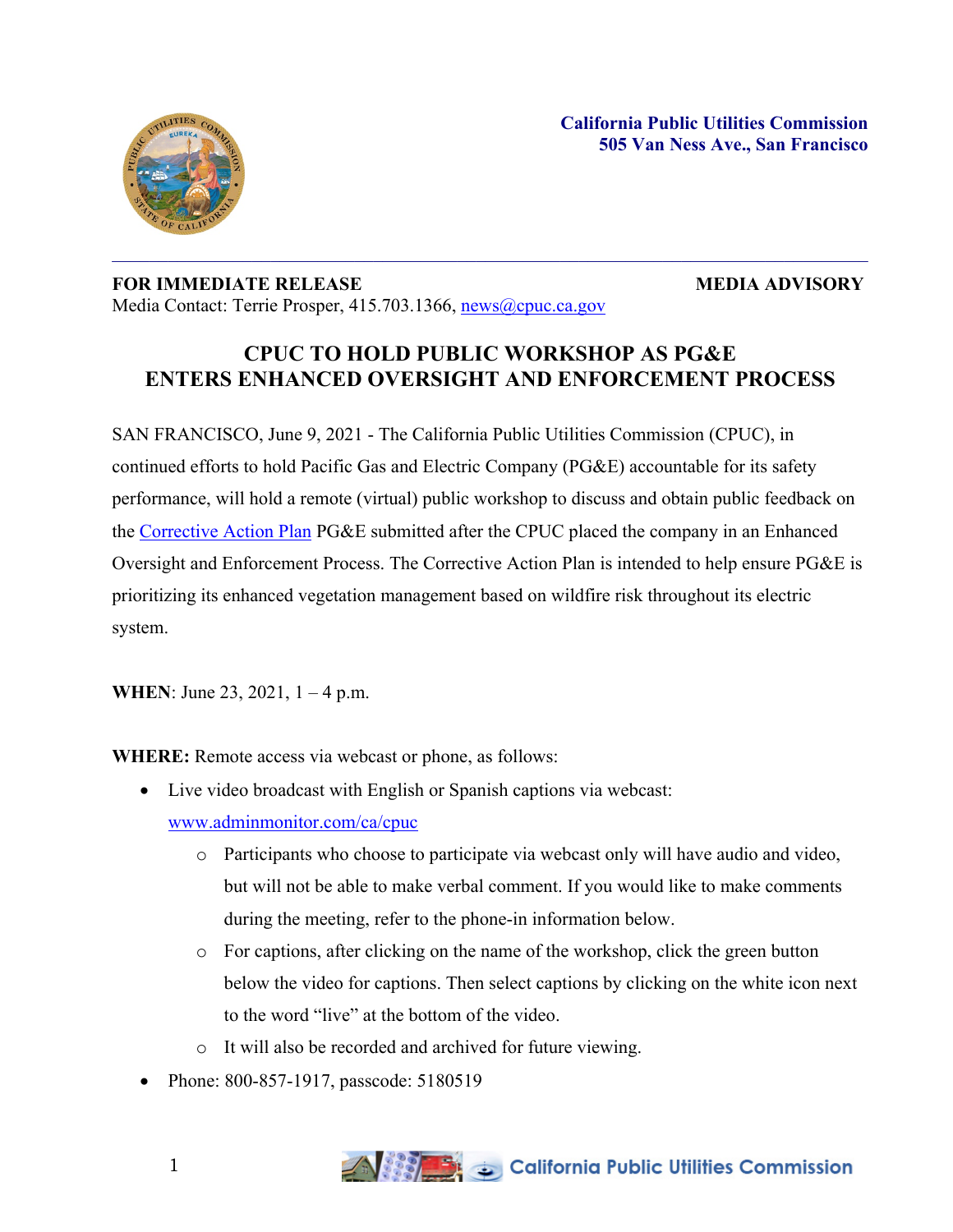**California Public Utilities Commission**
**505 Van Ness Ave., San Francisco**

---

**FOR IMMEDIATE RELEASE** **MEDIA ADVISORY**

Media Contact: Terrie Prosper, 415.703.1366, news@cpuc.ca.gov

# CPUC TO HOLD PUBLIC WORKSHOP AS PG&E ENTERS ENHANCED OVERSIGHT AND ENFORCEMENT PROCESS

SAN FRANCISCO, June 9, 2021 - The California Public Utilities Commission (CPUC), in continued efforts to hold Pacific Gas and Electric Company (PG&E) accountable for its safety performance, will hold a remote (virtual) public workshop to discuss and obtain public feedback on the Corrective Action Plan PG&E submitted after the CPUC placed the company in an Enhanced Oversight and Enforcement Process. The Corrective Action Plan is intended to help ensure PG&E is prioritizing its enhanced vegetation management based on wildfire risk throughout its electric system.

**WHEN**: June 23, 2021, 1 – 4 p.m.

**WHERE:** Remote access via webcast or phone, as follows:

- Live video broadcast with English or Spanish captions via webcast: www.adminmonitor.com/ca/cpuc
  - Participants who choose to participate via webcast only will have audio and video, but will not be able to make verbal comment. If you would like to make comments during the meeting, refer to the phone-in information below.
  - For captions, after clicking on the name of the workshop, click the green button below the video for captions. Then select captions by clicking on the white icon next to the word "live" at the bottom of the video.
  - It will also be recorded and archived for future viewing.
- Phone: 800-857-1917, passcode: 5180519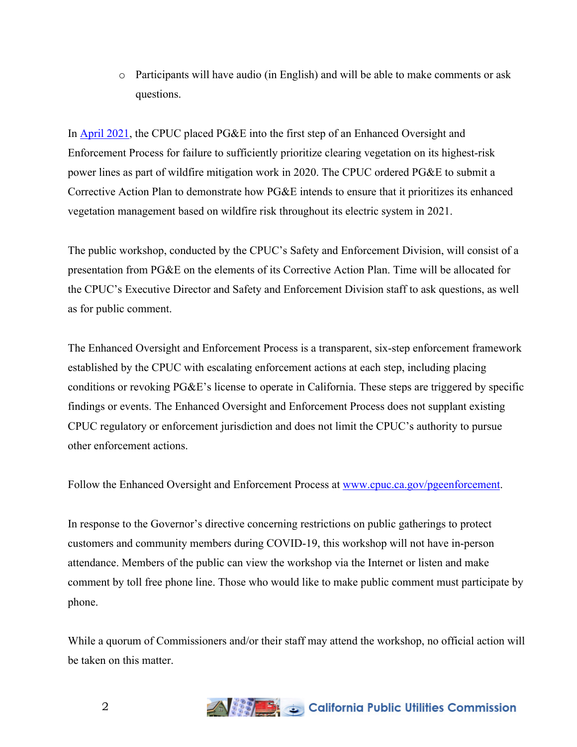- Participants will have audio (in English) and will be able to make comments or ask questions.

In [April 2021](), the CPUC placed PG&E into the first step of an Enhanced Oversight and Enforcement Process for failure to sufficiently prioritize clearing vegetation on its highest-risk power lines as part of wildfire mitigation work in 2020. The CPUC ordered PG&E to submit a Corrective Action Plan to demonstrate how PG&E intends to ensure that it prioritizes its enhanced vegetation management based on wildfire risk throughout its electric system in 2021.

The public workshop, conducted by the CPUC's Safety and Enforcement Division, will consist of a presentation from PG&E on the elements of its Corrective Action Plan. Time will be allocated for the CPUC's Executive Director and Safety and Enforcement Division staff to ask questions, as well as for public comment.

The Enhanced Oversight and Enforcement Process is a transparent, six-step enforcement framework established by the CPUC with escalating enforcement actions at each step, including placing conditions or revoking PG&E's license to operate in California. These steps are triggered by specific findings or events. The Enhanced Oversight and Enforcement Process does not supplant existing CPUC regulatory or enforcement jurisdiction and does not limit the CPUC's authority to pursue other enforcement actions.

Follow the Enhanced Oversight and Enforcement Process at [www.cpuc.ca.gov/pgeenforcement](www.cpuc.ca.gov/pgeenforcement).

In response to the Governor's directive concerning restrictions on public gatherings to protect customers and community members during COVID-19, this workshop will not have in-person attendance. Members of the public can view the workshop via the Internet or listen and make comment by toll free phone line. Those who would like to make public comment must participate by phone.

While a quorum of Commissioners and/or their staff may attend the workshop, no official action will be taken on this matter.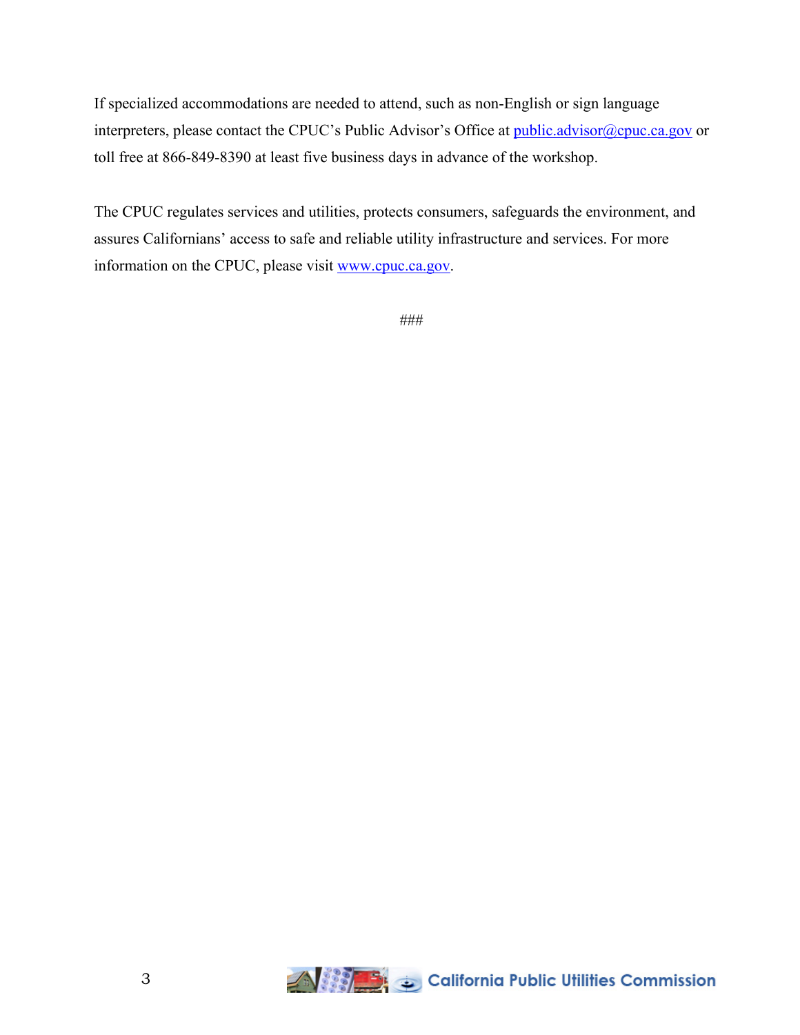If specialized accommodations are needed to attend, such as non-English or sign language interpreters, please contact the CPUC's Public Advisor's Office at public.advisor@cpuc.ca.gov or toll free at 866-849-8390 at least five business days in advance of the workshop.

The CPUC regulates services and utilities, protects consumers, safeguards the environment, and assures Californians' access to safe and reliable utility infrastructure and services. For more information on the CPUC, please visit www.cpuc.ca.gov.

###